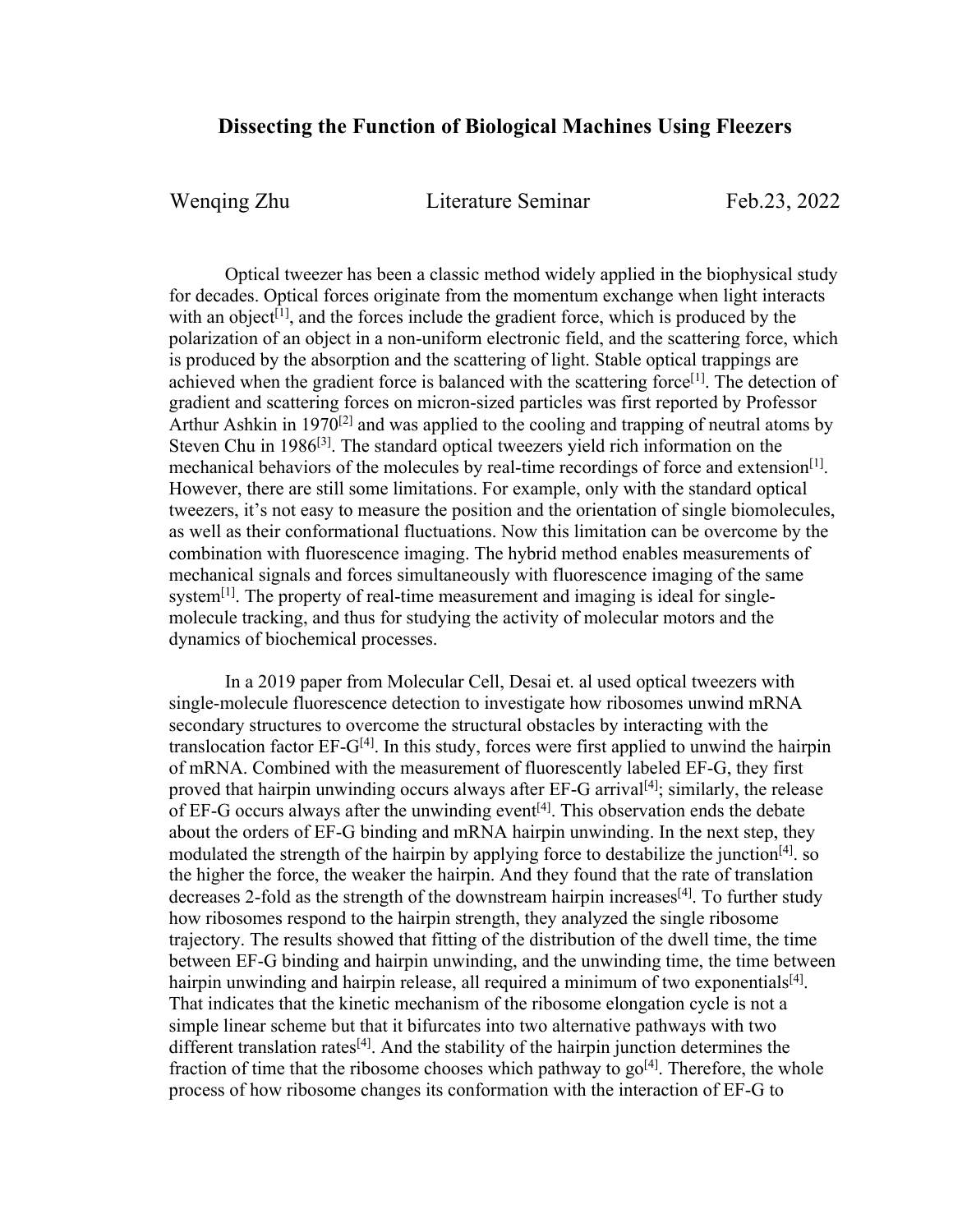# Dissecting the Function of Biological Machines Using Fleezers

Wenqing Zhu Literature Seminar Feb.23, 2022

Optical tweezer has been a classic method widely applied in the biophysical study for decades. Optical forces originate from the momentum exchange when light interacts with an object[1], and the forces include the gradient force, which is produced by the polarization of an object in a non-uniform electronic field, and the scattering force, which is produced by the absorption and the scattering of light. Stable optical trappings are achieved when the gradient force is balanced with the scattering force[1]. The detection of gradient and scattering forces on micron-sized particles was first reported by Professor Arthur Ashkin in 1970[2] and was applied to the cooling and trapping of neutral atoms by Steven Chu in 1986[3]. The standard optical tweezers yield rich information on the mechanical behaviors of the molecules by real-time recordings of force and extension[1]. However, there are still some limitations. For example, only with the standard optical tweezers, it's not easy to measure the position and the orientation of single biomolecules, as well as their conformational fluctuations. Now this limitation can be overcome by the combination with fluorescence imaging. The hybrid method enables measurements of mechanical signals and forces simultaneously with fluorescence imaging of the same system[1]. The property of real-time measurement and imaging is ideal for single-molecule tracking, and thus for studying the activity of molecular motors and the dynamics of biochemical processes.

In a 2019 paper from Molecular Cell, Desai et. al used optical tweezers with single-molecule fluorescence detection to investigate how ribosomes unwind mRNA secondary structures to overcome the structural obstacles by interacting with the translocation factor EF-G[4]. In this study, forces were first applied to unwind the hairpin of mRNA. Combined with the measurement of fluorescently labeled EF-G, they first proved that hairpin unwinding occurs always after EF-G arrival[4]; similarly, the release of EF-G occurs always after the unwinding event[4]. This observation ends the debate about the orders of EF-G binding and mRNA hairpin unwinding. In the next step, they modulated the strength of the hairpin by applying force to destabilize the junction[4]. so the higher the force, the weaker the hairpin. And they found that the rate of translation decreases 2-fold as the strength of the downstream hairpin increases[4]. To further study how ribosomes respond to the hairpin strength, they analyzed the single ribosome trajectory. The results showed that fitting of the distribution of the dwell time, the time between EF-G binding and hairpin unwinding, and the unwinding time, the time between hairpin unwinding and hairpin release, all required a minimum of two exponentials[4]. That indicates that the kinetic mechanism of the ribosome elongation cycle is not a simple linear scheme but that it bifurcates into two alternative pathways with two different translation rates[4]. And the stability of the hairpin junction determines the fraction of time that the ribosome chooses which pathway to go[4]. Therefore, the whole process of how ribosome changes its conformation with the interaction of EF-G to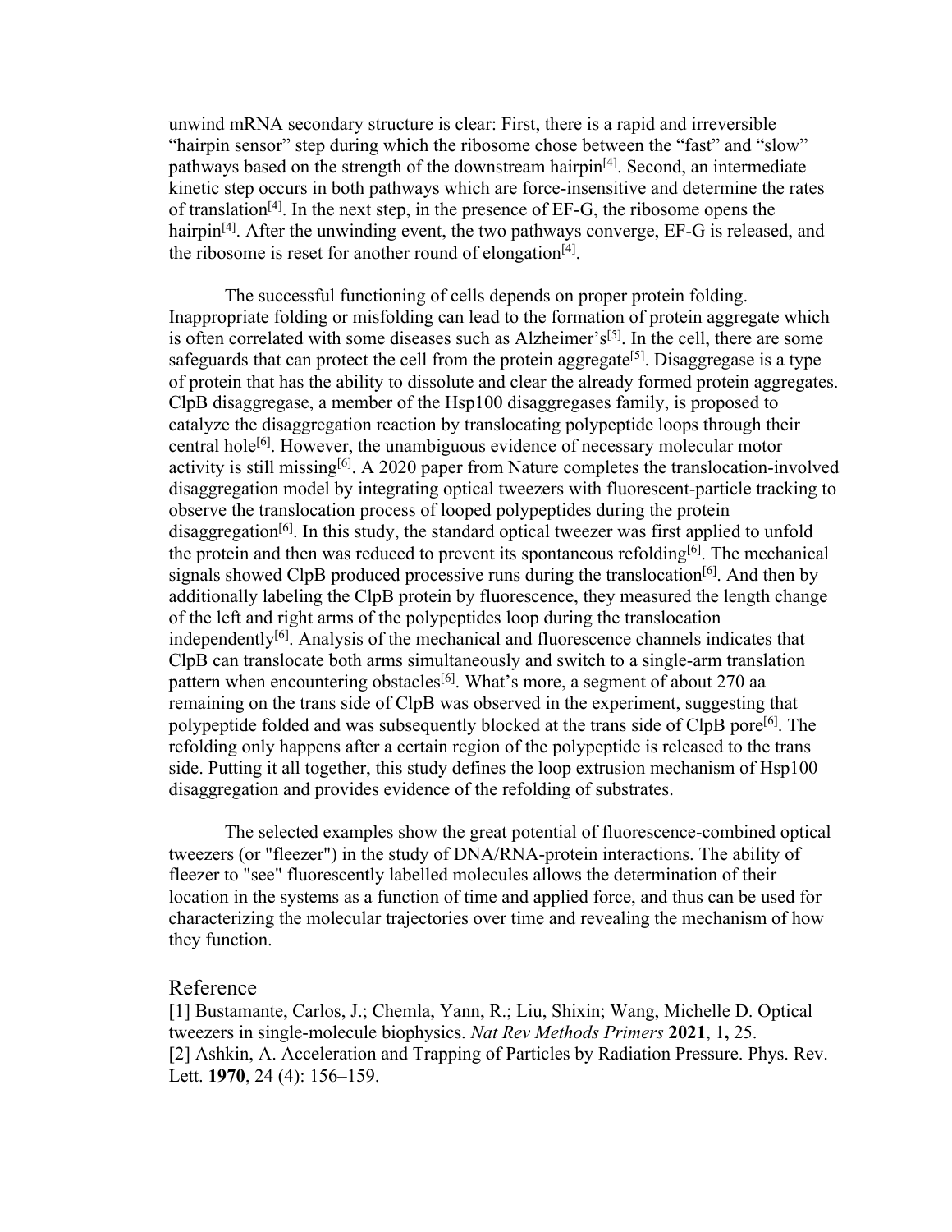unwind mRNA secondary structure is clear: First, there is a rapid and irreversible "hairpin sensor" step during which the ribosome chose between the "fast" and "slow" pathways based on the strength of the downstream hairpin[4]. Second, an intermediate kinetic step occurs in both pathways which are force-insensitive and determine the rates of translation[4]. In the next step, in the presence of EF-G, the ribosome opens the hairpin[4]. After the unwinding event, the two pathways converge, EF-G is released, and the ribosome is reset for another round of elongation[4].

The successful functioning of cells depends on proper protein folding. Inappropriate folding or misfolding can lead to the formation of protein aggregate which is often correlated with some diseases such as Alzheimer's[5]. In the cell, there are some safeguards that can protect the cell from the protein aggregate[5]. Disaggregase is a type of protein that has the ability to dissolute and clear the already formed protein aggregates. ClpB disaggregase, a member of the Hsp100 disaggregases family, is proposed to catalyze the disaggregation reaction by translocating polypeptide loops through their central hole[6]. However, the unambiguous evidence of necessary molecular motor activity is still missing[6]. A 2020 paper from Nature completes the translocation-involved disaggregation model by integrating optical tweezers with fluorescent-particle tracking to observe the translocation process of looped polypeptides during the protein disaggregation[6]. In this study, the standard optical tweezer was first applied to unfold the protein and then was reduced to prevent its spontaneous refolding[6]. The mechanical signals showed ClpB produced processive runs during the translocation[6]. And then by additionally labeling the ClpB protein by fluorescence, they measured the length change of the left and right arms of the polypeptides loop during the translocation independently[6]. Analysis of the mechanical and fluorescence channels indicates that ClpB can translocate both arms simultaneously and switch to a single-arm translation pattern when encountering obstacles[6]. What's more, a segment of about 270 aa remaining on the trans side of ClpB was observed in the experiment, suggesting that polypeptide folded and was subsequently blocked at the trans side of ClpB pore[6]. The refolding only happens after a certain region of the polypeptide is released to the trans side. Putting it all together, this study defines the loop extrusion mechanism of Hsp100 disaggregation and provides evidence of the refolding of substrates.

The selected examples show the great potential of fluorescence-combined optical tweezers (or "fleezer") in the study of DNA/RNA-protein interactions. The ability of fleezer to "see" fluorescently labelled molecules allows the determination of their location in the systems as a function of time and applied force, and thus can be used for characterizing the molecular trajectories over time and revealing the mechanism of how they function.

## Reference

[1] Bustamante, Carlos, J.; Chemla, Yann, R.; Liu, Shixin; Wang, Michelle D. Optical tweezers in single-molecule biophysics. *Nat Rev Methods Primers* **2021**, 1**,** 25.

[2] Ashkin, A. Acceleration and Trapping of Particles by Radiation Pressure. Phys. Rev. Lett. **1970**, 24 (4): 156–159.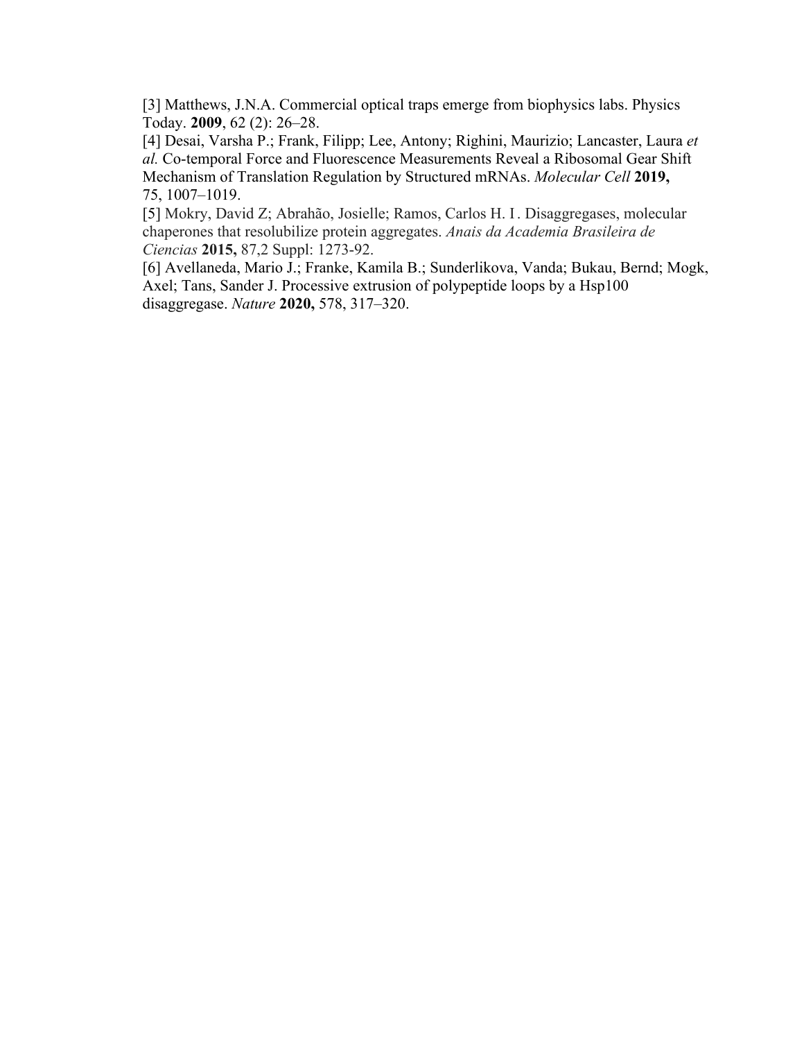[3] Matthews, J.N.A. Commercial optical traps emerge from biophysics labs. Physics Today. **2009**, 62 (2): 26–28.
[4] Desai, Varsha P.; Frank, Filipp; Lee, Antony; Righini, Maurizio; Lancaster, Laura *et al.* Co-temporal Force and Fluorescence Measurements Reveal a Ribosomal Gear Shift Mechanism of Translation Regulation by Structured mRNAs. *Molecular Cell* **2019,** 75, 1007–1019.
[5] Mokry, David Z; Abrahão, Josielle; Ramos, Carlos H. I . Disaggregases, molecular chaperones that resolubilize protein aggregates. *Anais da Academia Brasileira de Ciencias* **2015,** 87,2 Suppl: 1273-92.
[6] Avellaneda, Mario J.; Franke, Kamila B.; Sunderlikova, Vanda; Bukau, Bernd; Mogk, Axel; Tans, Sander J. Processive extrusion of polypeptide loops by a Hsp100 disaggregase. *Nature* **2020,** 578, 317–320.